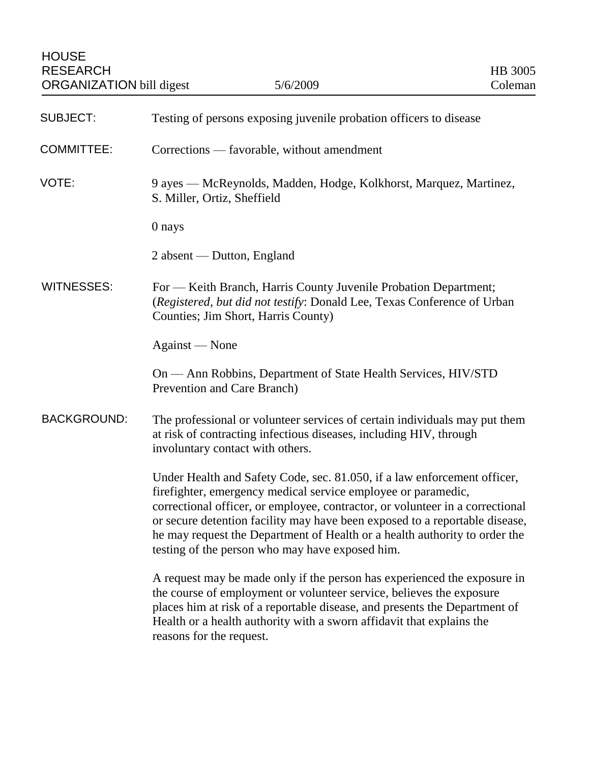HOUSE RESEARCH ORGANIZATION bill digest — 5/6/2009 — HB 3005 Coleman

| | |
|---|---|
| SUBJECT: | Testing of persons exposing juvenile probation officers to disease |
| COMMITTEE: | Corrections — favorable, without amendment |
| VOTE: | 9 ayes — McReynolds, Madden, Hodge, Kolkhorst, Marquez, Martinez, S. Miller, Ortiz, Sheffield<br><br>0 nays<br><br>2 absent — Dutton, England |
| WITNESSES: | For — Keith Branch, Harris County Juvenile Probation Department; (*Registered, but did not testify*: Donald Lee, Texas Conference of Urban Counties; Jim Short, Harris County)<br><br>Against — None<br><br>On — Ann Robbins, Department of State Health Services, HIV/STD Prevention and Care Branch) |
| BACKGROUND: | The professional or volunteer services of certain individuals may put them at risk of contracting infectious diseases, including HIV, through involuntary contact with others.<br><br>Under Health and Safety Code, sec. 81.050, if a law enforcement officer, firefighter, emergency medical service employee or paramedic, correctional officer, or employee, contractor, or volunteer in a correctional or secure detention facility may have been exposed to a reportable disease, he may request the Department of Health or a health authority to order the testing of the person who may have exposed him.<br><br>A request may be made only if the person has experienced the exposure in the course of employment or volunteer service, believes the exposure places him at risk of a reportable disease, and presents the Department of Health or a health authority with a sworn affidavit that explains the reasons for the request. |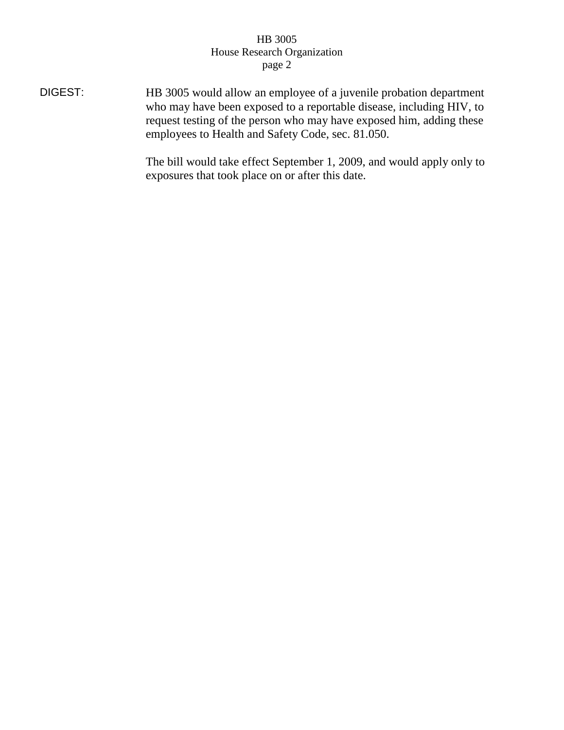DIGEST: HB 3005 would allow an employee of a juvenile probation department who may have been exposed to a reportable disease, including HIV, to request testing of the person who may have exposed him, adding these employees to Health and Safety Code, sec. 81.050.

The bill would take effect September 1, 2009, and would apply only to exposures that took place on or after this date.